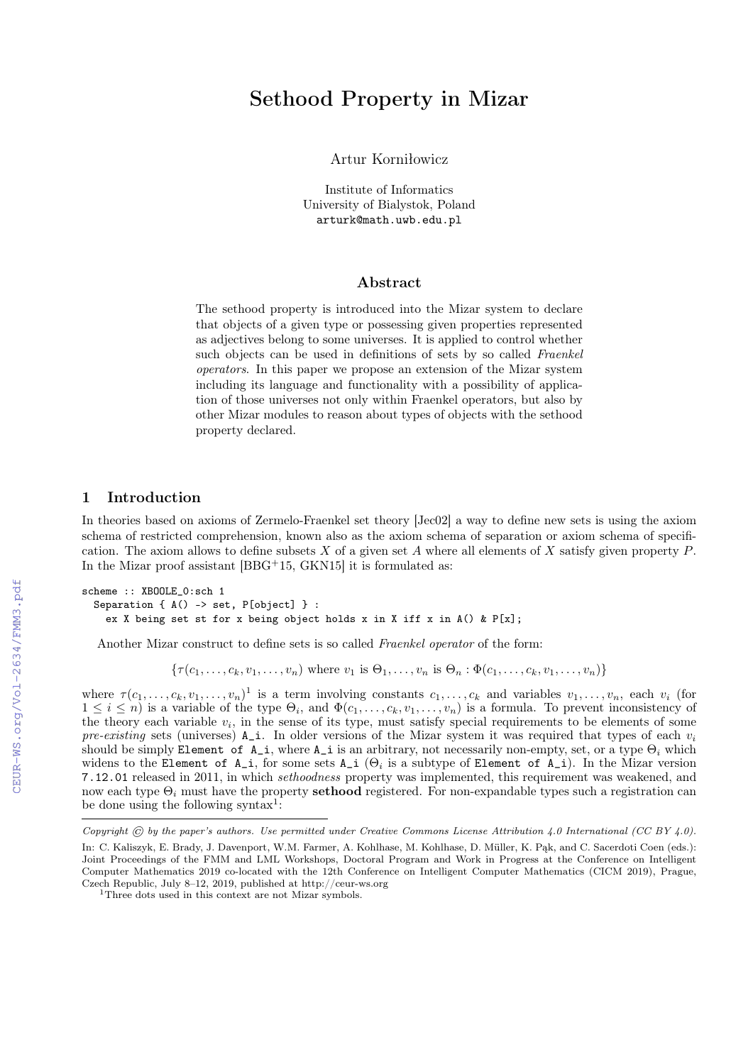# Sethood Property in Mizar

Artur Korniłowicz

Institute of Informatics
University of Bialystok, Poland
arturk@math.uwb.edu.pl

## Abstract

The sethood property is introduced into the Mizar system to declare that objects of a given type or possessing given properties represented as adjectives belong to some universes. It is applied to control whether such objects can be used in definitions of sets by so called *Fraenkel operators*. In this paper we propose an extension of the Mizar system including its language and functionality with a possibility of application of those universes not only within Fraenkel operators, but also by other Mizar modules to reason about types of objects with the sethood property declared.

## 1 Introduction

In theories based on axioms of Zermelo-Fraenkel set theory [Jec02] a way to define new sets is using the axiom schema of restricted comprehension, known also as the axiom schema of separation or axiom schema of specification. The axiom allows to define subsets $X$ of a given set $A$ where all elements of $X$ satisfy given property $P$. In the Mizar proof assistant [BBG+15, GKN15] it is formulated as:

```
scheme :: XBOOLE_0:sch 1
  Separation { A() -> set, P[object] } :
    ex X being set st for x being object holds x in X iff x in A() & P[x];
```

Another Mizar construct to define sets is so called *Fraenkel operator* of the form:

$$\{\tau(c_1, \ldots, c_k, v_1, \ldots, v_n) \text{ where } v_1 \text{ is } \Theta_1, \ldots, v_n \text{ is } \Theta_n : \Phi(c_1, \ldots, c_k, v_1, \ldots, v_n)\}$$

where $\tau(c_1, \ldots, c_k, v_1, \ldots, v_n)$[1] is a term involving constants $c_1, \ldots, c_k$ and variables $v_1, \ldots, v_n$, each $v_i$ (for $1 \leq i \leq n$) is a variable of the type $\Theta_i$, and $\Phi(c_1, \ldots, c_k, v_1, \ldots, v_n)$ is a formula. To prevent inconsistency of the theory each variable $v_i$, in the sense of its type, must satisfy special requirements to be elements of some *pre-existing* sets (universes) `A_i`. In older versions of the Mizar system it was required that types of each $v_i$ should be simply `Element of A_i`, where `A_i` is an arbitrary, not necessarily non-empty, set, or a type $\Theta_i$ which widens to the `Element of A_i`, for some sets `A_i` ($\Theta_i$ is a subtype of `Element of A_i`). In the Mizar version `7.12.01` released in 2011, in which *sethoodness* property was implemented, this requirement was weakened, and now each type $\Theta_i$ must have the property **sethood** registered. For non-expandable types such a registration can be done using the following syntax[1]:

---

*Copyright © by the paper's authors. Use permitted under Creative Commons License Attribution 4.0 International (CC BY 4.0).*

In: C. Kaliszyk, E. Brady, J. Davenport, W.M. Farmer, A. Kohlhase, M. Kohlhase, D. Müller, K. Pąk, and C. Sacerdoti Coen (eds.): Joint Proceedings of the FMM and LML Workshops, Doctoral Program and Work in Progress at the Conference on Intelligent Computer Mathematics 2019 co-located with the 12th Conference on Intelligent Computer Mathematics (CICM 2019), Prague, Czech Republic, July 8–12, 2019, published at http://ceur-ws.org

[1] Three dots used in this context are not Mizar symbols.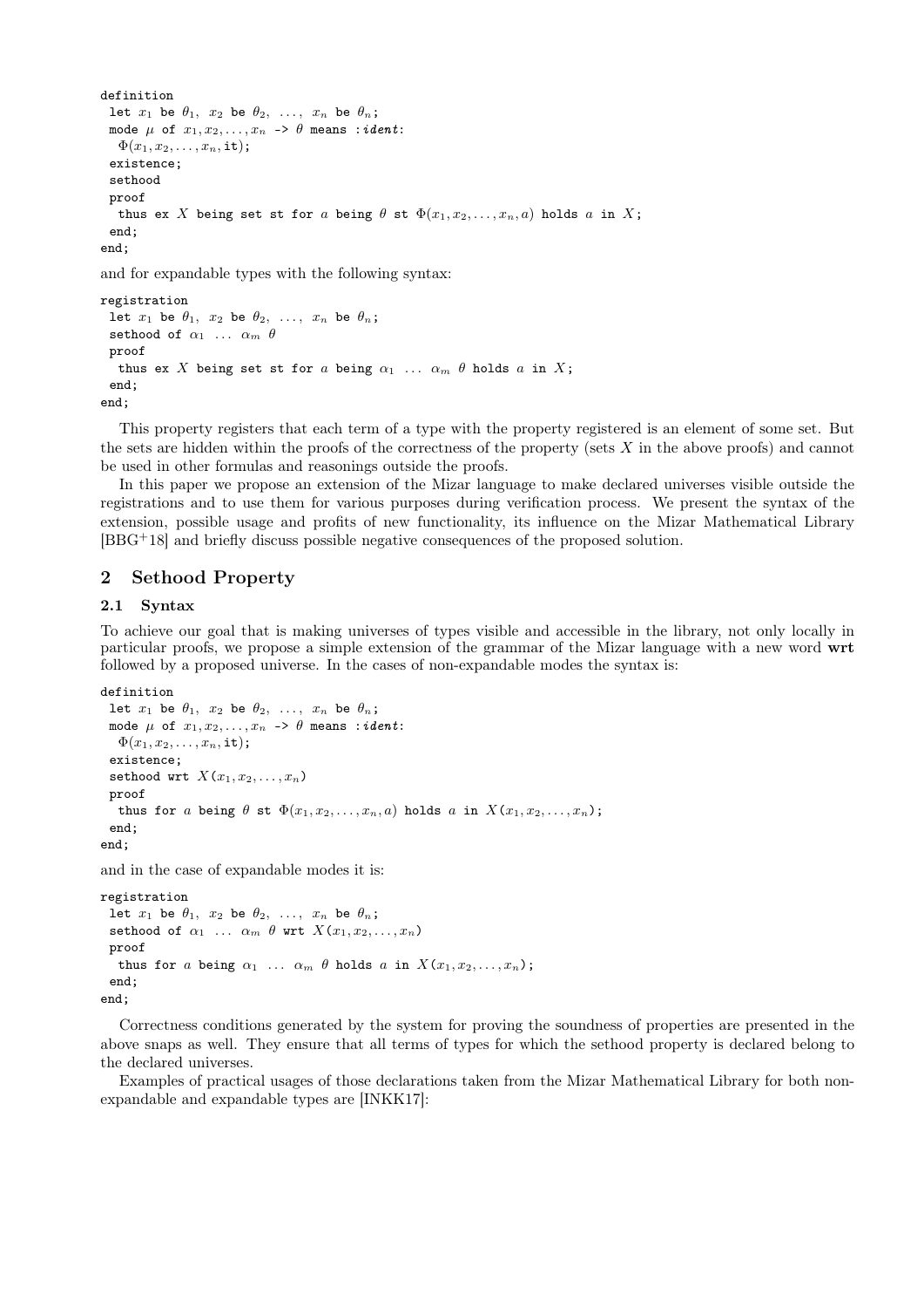```
definition
 let x1 be θ1, x2 be θ2, ..., xn be θn;
 mode μ of x1,x2,...,xn -> θ means :ident:
  Φ(x1,x2,...,xn,it);
 existence;
 sethood
 proof
  thus ex X being set st for a being θ st Φ(x1,x2,...,xn,a) holds a in X;
 end;
end;
```

and for expandable types with the following syntax:

```
registration
 let x1 be θ1, x2 be θ2, ..., xn be θn;
 sethood of α1 ... αm θ
 proof
  thus ex X being set st for a being α1 ... αm θ holds a in X;
 end;
end;
```

This property registers that each term of a type with the property registered is an element of some set. But the sets are hidden within the proofs of the correctness of the property (sets $X$ in the above proofs) and cannot be used in other formulas and reasonings outside the proofs.

In this paper we propose an extension of the Mizar language to make declared universes visible outside the registrations and to use them for various purposes during verification process. We present the syntax of the extension, possible usage and profits of new functionality, its influence on the Mizar Mathematical Library [BBG+18] and briefly discuss possible negative consequences of the proposed solution.

## 2 Sethood Property

### 2.1 Syntax

To achieve our goal that is making universes of types visible and accessible in the library, not only locally in particular proofs, we propose a simple extension of the grammar of the Mizar language with a new word **wrt** followed by a proposed universe. In the cases of non-expandable modes the syntax is:

```
definition
 let x1 be θ1, x2 be θ2, ..., xn be θn;
 mode μ of x1,x2,...,xn -> θ means :ident:
  Φ(x1,x2,...,xn,it);
 existence;
 sethood wrt X(x1,x2,...,xn)
 proof
  thus for a being θ st Φ(x1,x2,...,xn,a) holds a in X(x1,x2,...,xn);
 end;
end;
```

and in the case of expandable modes it is:

```
registration
 let x1 be θ1, x2 be θ2, ..., xn be θn;
 sethood of α1 ... αm θ wrt X(x1,x2,...,xn)
 proof
  thus for a being α1 ... αm θ holds a in X(x1,x2,...,xn);
 end;
end;
```

Correctness conditions generated by the system for proving the soundness of properties are presented in the above snaps as well. They ensure that all terms of types for which the sethood property is declared belong to the declared universes.

Examples of practical usages of those declarations taken from the Mizar Mathematical Library for both non-expandable and expandable types are [INKK17]: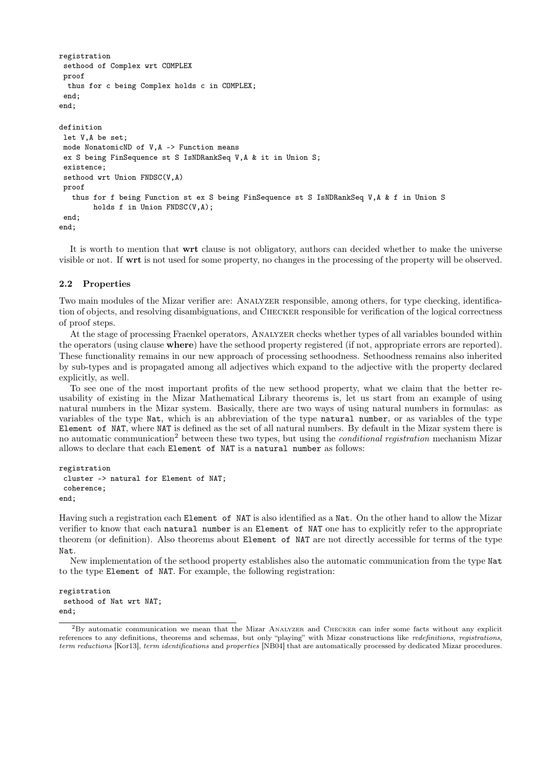```
registration
 sethood of Complex wrt COMPLEX
 proof
  thus for c being Complex holds c in COMPLEX;
 end;
end;

definition
 let V,A be set;
 mode NonatomicND of V,A -> Function means
 ex S being FinSequence st S IsNDRankSeq V,A & it in Union S;
 existence;
 sethood wrt Union FNDSC(V,A)
 proof
   thus for f being Function st ex S being FinSequence st S IsNDRankSeq V,A & f in Union S
        holds f in Union FNDSC(V,A);
 end;
end;
```

It is worth to mention that **wrt** clause is not obligatory, authors can decided whether to make the universe visible or not. If **wrt** is not used for some property, no changes in the processing of the property will be observed.

### 2.2 Properties

Two main modules of the Mizar verifier are: Analyzer responsible, among others, for type checking, identification of objects, and resolving disambiguations, and Checker responsible for verification of the logical correctness of proof steps.

At the stage of processing Fraenkel operators, Analyzer checks whether types of all variables bounded within the operators (using clause **where**) have the sethood property registered (if not, appropriate errors are reported). These functionality remains in our new approach of processing sethoodness. Sethoodness remains also inherited by sub-types and is propagated among all adjectives which expand to the adjective with the property declared explicitly, as well.

To see one of the most important profits of the new sethood property, what we claim that the better reusability of existing in the Mizar Mathematical Library theorems is, let us start from an example of using natural numbers in the Mizar system. Basically, there are two ways of using natural numbers in formulas: as variables of the type `Nat`, which is an abbreviation of the type `natural number`, or as variables of the type `Element of NAT`, where `NAT` is defined as the set of all natural numbers. By default in the Mizar system there is no automatic communication[2] between these two types, but using the *conditional registration* mechanism Mizar allows to declare that each `Element of NAT` is a `natural number` as follows:

```
registration
 cluster -> natural for Element of NAT;
 coherence;
end;
```

Having such a registration each `Element of NAT` is also identified as a `Nat`. On the other hand to allow the Mizar verifier to know that each `natural number` is an `Element of NAT` one has to explicitly refer to the appropriate theorem (or definition). Also theorems about `Element of NAT` are not directly accessible for terms of the type `Nat`.

New implementation of the sethood property establishes also the automatic communication from the type `Nat` to the type `Element of NAT`. For example, the following registration:

```
registration
 sethood of Nat wrt NAT;
end;
```

[2]By automatic communication we mean that the Mizar Analyzer and Checker can infer some facts without any explicit references to any definitions, theorems and schemas, but only "playing" with Mizar constructions like *redefinitions*, *registrations*, *term reductions* [Kor13], *term identifications* and *properties* [NB04] that are automatically processed by dedicated Mizar procedures.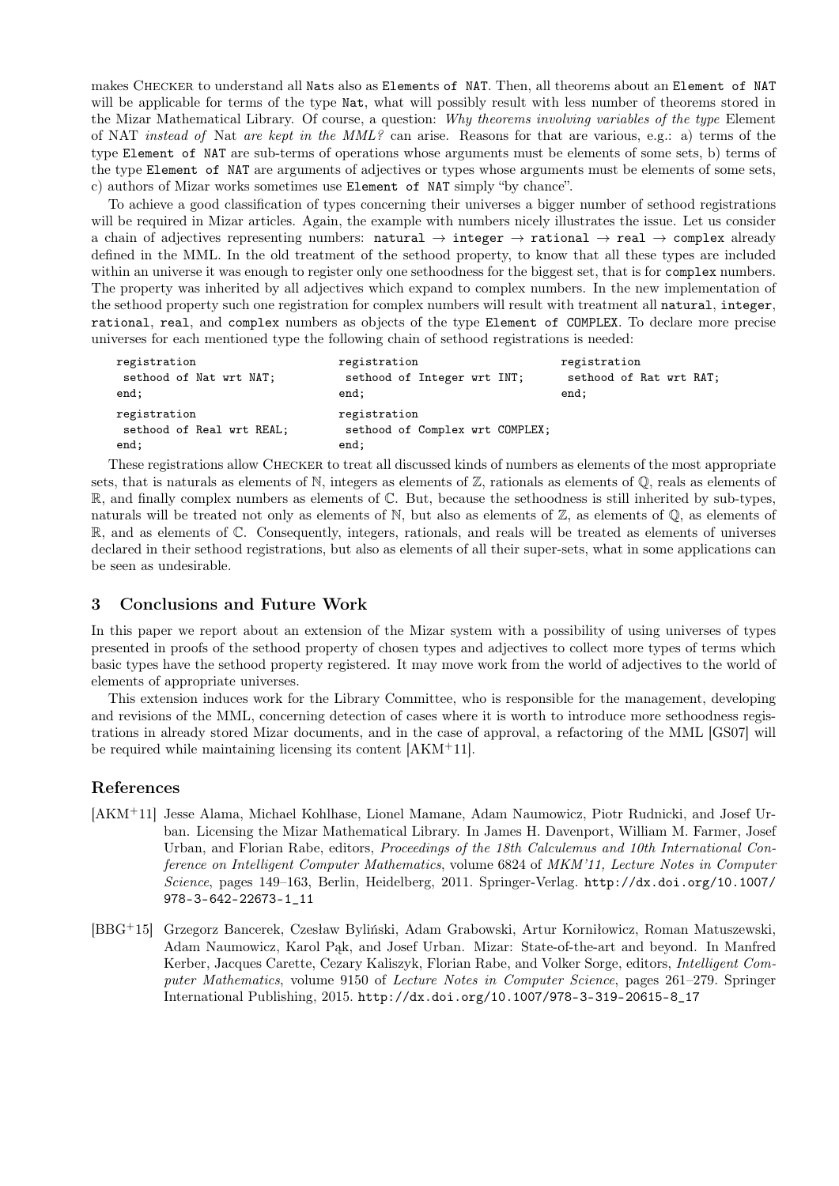makes Checker to understand all Nats also as Elements of NAT. Then, all theorems about an Element of NAT will be applicable for terms of the type Nat, what will possibly result with less number of theorems stored in the Mizar Mathematical Library. Of course, a question: *Why theorems involving variables of the type* Element of NAT *instead of* Nat *are kept in the MML?* can arise. Reasons for that are various, e.g.: a) terms of the type Element of NAT are sub-terms of operations whose arguments must be elements of some sets, b) terms of the type Element of NAT are arguments of adjectives or types whose arguments must be elements of some sets, c) authors of Mizar works sometimes use Element of NAT simply "by chance".

To achieve a good classification of types concerning their universes a bigger number of sethood registrations will be required in Mizar articles. Again, the example with numbers nicely illustrates the issue. Let us consider a chain of adjectives representing numbers: natural $\rightarrow$ integer $\rightarrow$ rational $\rightarrow$ real $\rightarrow$ complex already defined in the MML. In the old treatment of the sethood property, to know that all these types are included within an universe it was enough to register only one sethoodness for the biggest set, that is for complex numbers. The property was inherited by all adjectives which expand to complex numbers. In the new implementation of the sethood property such one registration for complex numbers will result with treatment all natural, integer, rational, real, and complex numbers as objects of the type Element of COMPLEX. To declare more precise universes for each mentioned type the following chain of sethood registrations is needed:

```
registration
 sethood of Nat wrt NAT;
end;

registration
 sethood of Integer wrt INT;
end;

registration
 sethood of Rat wrt RAT;
end;

registration
 sethood of Real wrt REAL;
end;

registration
 sethood of Complex wrt COMPLEX;
end;
```

These registrations allow Checker to treat all discussed kinds of numbers as elements of the most appropriate sets, that is naturals as elements of $\mathbb{N}$, integers as elements of $\mathbb{Z}$, rationals as elements of $\mathbb{Q}$, reals as elements of $\mathbb{R}$, and finally complex numbers as elements of $\mathbb{C}$. But, because the sethoodness is still inherited by sub-types, naturals will be treated not only as elements of $\mathbb{N}$, but also as elements of $\mathbb{Z}$, as elements of $\mathbb{Q}$, as elements of $\mathbb{R}$, and as elements of $\mathbb{C}$. Consequently, integers, rationals, and reals will be treated as elements of universes declared in their sethood registrations, but also as elements of all their super-sets, what in some applications can be seen as undesirable.

## 3 Conclusions and Future Work

In this paper we report about an extension of the Mizar system with a possibility of using universes of types presented in proofs of the sethood property of chosen types and adjectives to collect more types of terms which basic types have the sethood property registered. It may move work from the world of adjectives to the world of elements of appropriate universes.

This extension induces work for the Library Committee, who is responsible for the management, developing and revisions of the MML, concerning detection of cases where it is worth to introduce more sethoodness registrations in already stored Mizar documents, and in the case of approval, a refactoring of the MML [GS07] will be required while maintaining licensing its content [AKM+11].

## References

[AKM+11] Jesse Alama, Michael Kohlhase, Lionel Mamane, Adam Naumowicz, Piotr Rudnicki, and Josef Urban. Licensing the Mizar Mathematical Library. In James H. Davenport, William M. Farmer, Josef Urban, and Florian Rabe, editors, *Proceedings of the 18th Calculemus and 10th International Conference on Intelligent Computer Mathematics*, volume 6824 of *MKM'11, Lecture Notes in Computer Science*, pages 149–163, Berlin, Heidelberg, 2011. Springer-Verlag. http://dx.doi.org/10.1007/978-3-642-22673-1_11

[BBG+15] Grzegorz Bancerek, Czesław Byliński, Adam Grabowski, Artur Korniłowicz, Roman Matuszewski, Adam Naumowicz, Karol Pąk, and Josef Urban. Mizar: State-of-the-art and beyond. In Manfred Kerber, Jacques Carette, Cezary Kaliszyk, Florian Rabe, and Volker Sorge, editors, *Intelligent Computer Mathematics*, volume 9150 of *Lecture Notes in Computer Science*, pages 261–279. Springer International Publishing, 2015. http://dx.doi.org/10.1007/978-3-319-20615-8_17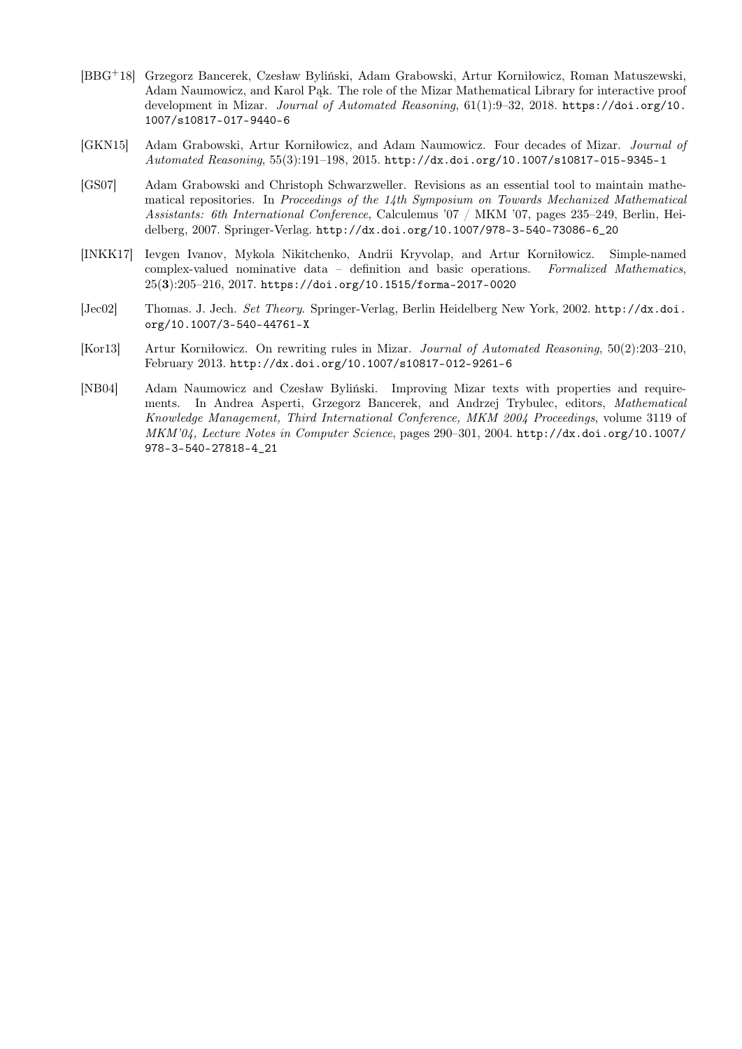[BBG+18] Grzegorz Bancerek, Czesław Byliński, Adam Grabowski, Artur Korniłowicz, Roman Matuszewski, Adam Naumowicz, and Karol Pąk. The role of the Mizar Mathematical Library for interactive proof development in Mizar. *Journal of Automated Reasoning*, 61(1):9–32, 2018. https://doi.org/10.1007/s10817-017-9440-6

[GKN15] Adam Grabowski, Artur Korniłowicz, and Adam Naumowicz. Four decades of Mizar. *Journal of Automated Reasoning*, 55(3):191–198, 2015. http://dx.doi.org/10.1007/s10817-015-9345-1

[GS07] Adam Grabowski and Christoph Schwarzweller. Revisions as an essential tool to maintain mathematical repositories. In *Proceedings of the 14th Symposium on Towards Mechanized Mathematical Assistants: 6th International Conference*, Calculemus '07 / MKM '07, pages 235–249, Berlin, Heidelberg, 2007. Springer-Verlag. http://dx.doi.org/10.1007/978-3-540-73086-6_20

[INKK17] Ievgen Ivanov, Mykola Nikitchenko, Andrii Kryvolap, and Artur Korniłowicz. Simple-named complex-valued nominative data – definition and basic operations. *Formalized Mathematics*, 25(**3**):205–216, 2017. https://doi.org/10.1515/forma-2017-0020

[Jec02] Thomas. J. Jech. *Set Theory*. Springer-Verlag, Berlin Heidelberg New York, 2002. http://dx.doi.org/10.1007/3-540-44761-X

[Kor13] Artur Korniłowicz. On rewriting rules in Mizar. *Journal of Automated Reasoning*, 50(2):203–210, February 2013. http://dx.doi.org/10.1007/s10817-012-9261-6

[NB04] Adam Naumowicz and Czesław Byliński. Improving Mizar texts with properties and requirements. In Andrea Asperti, Grzegorz Bancerek, and Andrzej Trybulec, editors, *Mathematical Knowledge Management, Third International Conference, MKM 2004 Proceedings*, volume 3119 of *MKM'04, Lecture Notes in Computer Science*, pages 290–301, 2004. http://dx.doi.org/10.1007/978-3-540-27818-4_21